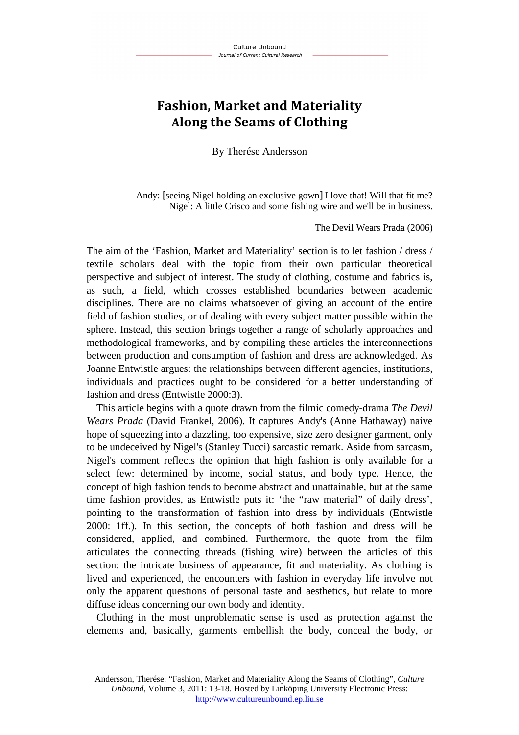# Fashion, Market and Materiality Along the Seams of Clothing

By Therése Andersson

> Andy: [seeing Nigel holding an exclusive gown] I love that! Will that fit me?
> Nigel: A little Crisco and some fishing wire and we'll be in business.
>
> The Devil Wears Prada (2006)

The aim of the 'Fashion, Market and Materiality' section is to let fashion / dress / textile scholars deal with the topic from their own particular theoretical perspective and subject of interest. The study of clothing, costume and fabrics is, as such, a field, which crosses established boundaries between academic disciplines. There are no claims whatsoever of giving an account of the entire field of fashion studies, or of dealing with every subject matter possible within the sphere. Instead, this section brings together a range of scholarly approaches and methodological frameworks, and by compiling these articles the interconnections between production and consumption of fashion and dress are acknowledged. As Joanne Entwistle argues: the relationships between different agencies, institutions, individuals and practices ought to be considered for a better understanding of fashion and dress (Entwistle 2000:3).

This article begins with a quote drawn from the filmic comedy-drama *The Devil Wears Prada* (David Frankel, 2006). It captures Andy's (Anne Hathaway) naive hope of squeezing into a dazzling, too expensive, size zero designer garment, only to be undeceived by Nigel's (Stanley Tucci) sarcastic remark. Aside from sarcasm, Nigel's comment reflects the opinion that high fashion is only available for a select few: determined by income, social status, and body type. Hence, the concept of high fashion tends to become abstract and unattainable, but at the same time fashion provides, as Entwistle puts it: 'the "raw material" of daily dress', pointing to the transformation of fashion into dress by individuals (Entwistle 2000: 1ff.). In this section, the concepts of both fashion and dress will be considered, applied, and combined. Furthermore, the quote from the film articulates the connecting threads (fishing wire) between the articles of this section: the intricate business of appearance, fit and materiality. As clothing is lived and experienced, the encounters with fashion in everyday life involve not only the apparent questions of personal taste and aesthetics, but relate to more diffuse ideas concerning our own body and identity.

Clothing in the most unproblematic sense is used as protection against the elements and, basically, garments embellish the body, conceal the body, or

Andersson, Therése: "Fashion, Market and Materiality Along the Seams of Clothing", *Culture Unbound*, Volume 3, 2011: 13-18. Hosted by Linköping University Electronic Press: http://www.cultureunbound.ep.liu.se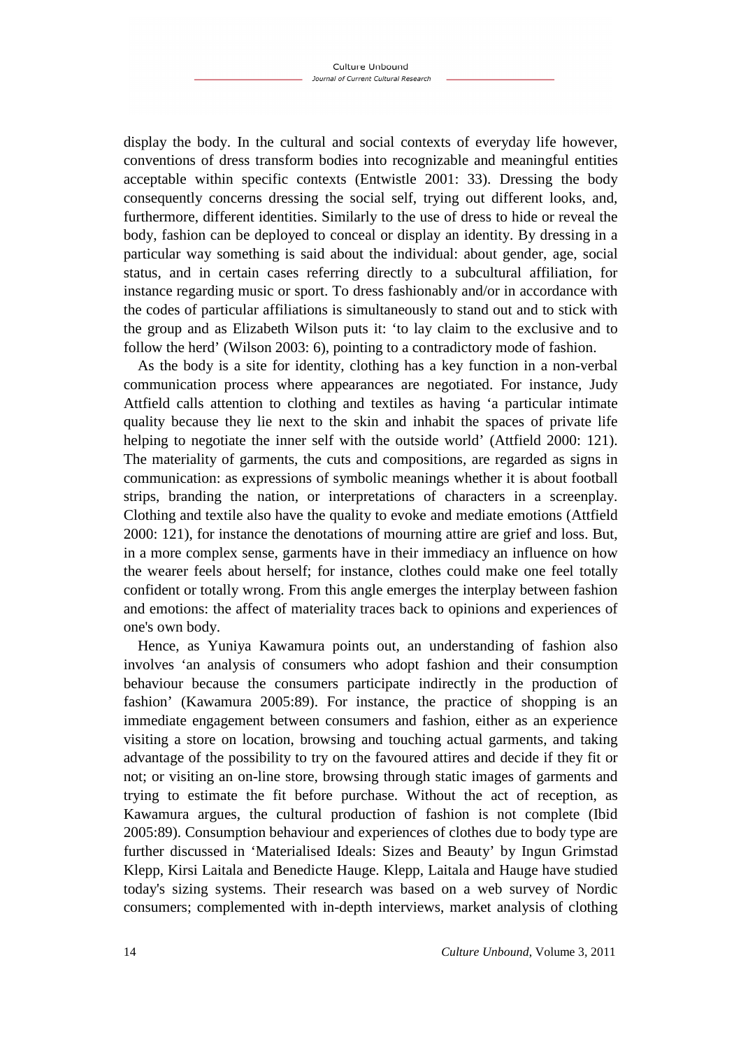display the body. In the cultural and social contexts of everyday life however, conventions of dress transform bodies into recognizable and meaningful entities acceptable within specific contexts (Entwistle 2001: 33). Dressing the body consequently concerns dressing the social self, trying out different looks, and, furthermore, different identities. Similarly to the use of dress to hide or reveal the body, fashion can be deployed to conceal or display an identity. By dressing in a particular way something is said about the individual: about gender, age, social status, and in certain cases referring directly to a subcultural affiliation, for instance regarding music or sport. To dress fashionably and/or in accordance with the codes of particular affiliations is simultaneously to stand out and to stick with the group and as Elizabeth Wilson puts it: 'to lay claim to the exclusive and to follow the herd' (Wilson 2003: 6), pointing to a contradictory mode of fashion.

As the body is a site for identity, clothing has a key function in a non-verbal communication process where appearances are negotiated. For instance, Judy Attfield calls attention to clothing and textiles as having 'a particular intimate quality because they lie next to the skin and inhabit the spaces of private life helping to negotiate the inner self with the outside world' (Attfield 2000: 121). The materiality of garments, the cuts and compositions, are regarded as signs in communication: as expressions of symbolic meanings whether it is about football strips, branding the nation, or interpretations of characters in a screenplay. Clothing and textile also have the quality to evoke and mediate emotions (Attfield 2000: 121), for instance the denotations of mourning attire are grief and loss. But, in a more complex sense, garments have in their immediacy an influence on how the wearer feels about herself; for instance, clothes could make one feel totally confident or totally wrong. From this angle emerges the interplay between fashion and emotions: the affect of materiality traces back to opinions and experiences of one's own body.

Hence, as Yuniya Kawamura points out, an understanding of fashion also involves 'an analysis of consumers who adopt fashion and their consumption behaviour because the consumers participate indirectly in the production of fashion' (Kawamura 2005:89). For instance, the practice of shopping is an immediate engagement between consumers and fashion, either as an experience visiting a store on location, browsing and touching actual garments, and taking advantage of the possibility to try on the favoured attires and decide if they fit or not; or visiting an on-line store, browsing through static images of garments and trying to estimate the fit before purchase. Without the act of reception, as Kawamura argues, the cultural production of fashion is not complete (Ibid 2005:89). Consumption behaviour and experiences of clothes due to body type are further discussed in 'Materialised Ideals: Sizes and Beauty' by Ingun Grimstad Klepp, Kirsi Laitala and Benedicte Hauge. Klepp, Laitala and Hauge have studied today's sizing systems. Their research was based on a web survey of Nordic consumers; complemented with in-depth interviews, market analysis of clothing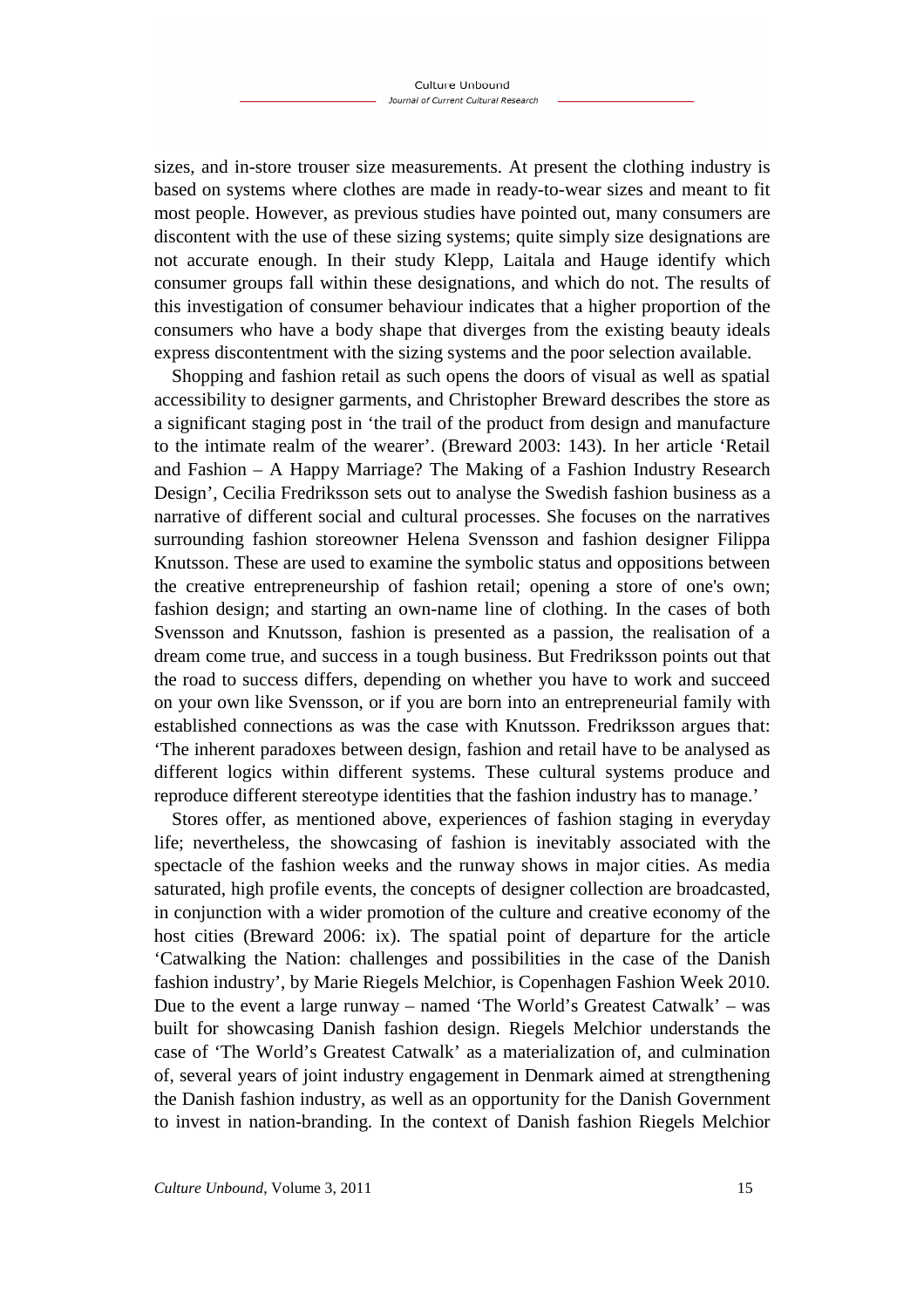sizes, and in-store trouser size measurements. At present the clothing industry is based on systems where clothes are made in ready-to-wear sizes and meant to fit most people. However, as previous studies have pointed out, many consumers are discontent with the use of these sizing systems; quite simply size designations are not accurate enough. In their study Klepp, Laitala and Hauge identify which consumer groups fall within these designations, and which do not. The results of this investigation of consumer behaviour indicates that a higher proportion of the consumers who have a body shape that diverges from the existing beauty ideals express discontentment with the sizing systems and the poor selection available.

Shopping and fashion retail as such opens the doors of visual as well as spatial accessibility to designer garments, and Christopher Breward describes the store as a significant staging post in 'the trail of the product from design and manufacture to the intimate realm of the wearer'. (Breward 2003: 143). In her article 'Retail and Fashion – A Happy Marriage? The Making of a Fashion Industry Research Design', Cecilia Fredriksson sets out to analyse the Swedish fashion business as a narrative of different social and cultural processes. She focuses on the narratives surrounding fashion storeowner Helena Svensson and fashion designer Filippa Knutsson. These are used to examine the symbolic status and oppositions between the creative entrepreneurship of fashion retail; opening a store of one's own; fashion design; and starting an own-name line of clothing. In the cases of both Svensson and Knutsson, fashion is presented as a passion, the realisation of a dream come true, and success in a tough business. But Fredriksson points out that the road to success differs, depending on whether you have to work and succeed on your own like Svensson, or if you are born into an entrepreneurial family with established connections as was the case with Knutsson. Fredriksson argues that: 'The inherent paradoxes between design, fashion and retail have to be analysed as different logics within different systems. These cultural systems produce and reproduce different stereotype identities that the fashion industry has to manage.'

Stores offer, as mentioned above, experiences of fashion staging in everyday life; nevertheless, the showcasing of fashion is inevitably associated with the spectacle of the fashion weeks and the runway shows in major cities. As media saturated, high profile events, the concepts of designer collection are broadcasted, in conjunction with a wider promotion of the culture and creative economy of the host cities (Breward 2006: ix). The spatial point of departure for the article 'Catwalking the Nation: challenges and possibilities in the case of the Danish fashion industry', by Marie Riegels Melchior, is Copenhagen Fashion Week 2010. Due to the event a large runway – named 'The World's Greatest Catwalk' – was built for showcasing Danish fashion design. Riegels Melchior understands the case of 'The World's Greatest Catwalk' as a materialization of, and culmination of, several years of joint industry engagement in Denmark aimed at strengthening the Danish fashion industry, as well as an opportunity for the Danish Government to invest in nation-branding. In the context of Danish fashion Riegels Melchior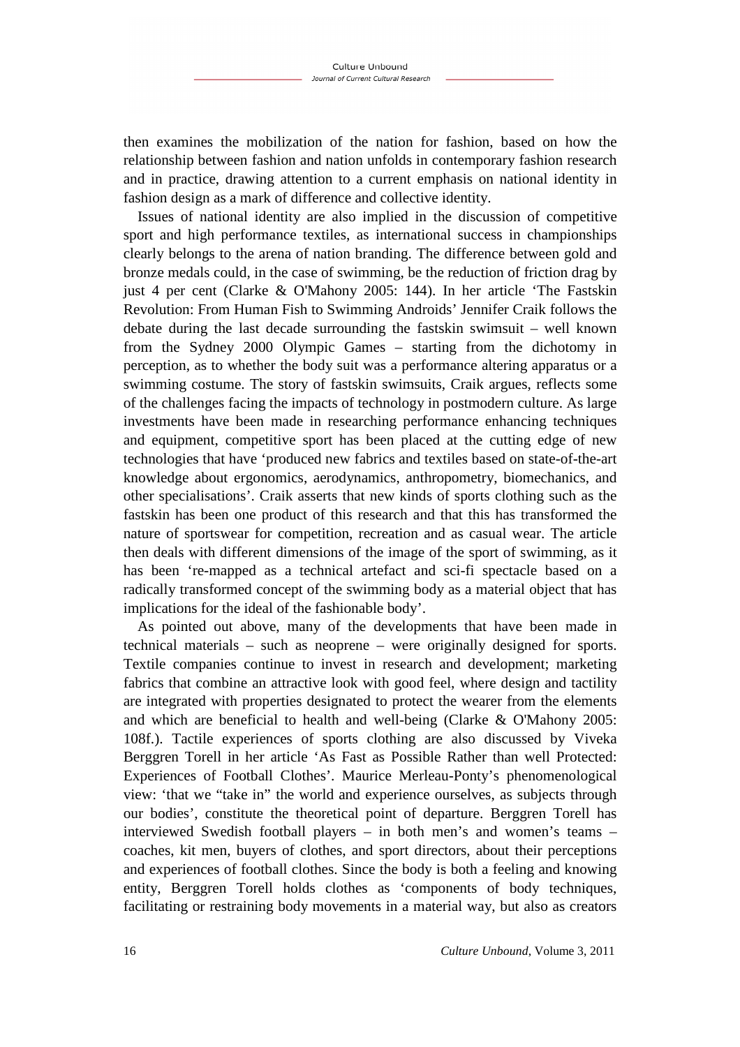then examines the mobilization of the nation for fashion, based on how the relationship between fashion and nation unfolds in contemporary fashion research and in practice, drawing attention to a current emphasis on national identity in fashion design as a mark of difference and collective identity.

Issues of national identity are also implied in the discussion of competitive sport and high performance textiles, as international success in championships clearly belongs to the arena of nation branding. The difference between gold and bronze medals could, in the case of swimming, be the reduction of friction drag by just 4 per cent (Clarke & O'Mahony 2005: 144). In her article 'The Fastskin Revolution: From Human Fish to Swimming Androids' Jennifer Craik follows the debate during the last decade surrounding the fastskin swimsuit – well known from the Sydney 2000 Olympic Games – starting from the dichotomy in perception, as to whether the body suit was a performance altering apparatus or a swimming costume. The story of fastskin swimsuits, Craik argues, reflects some of the challenges facing the impacts of technology in postmodern culture. As large investments have been made in researching performance enhancing techniques and equipment, competitive sport has been placed at the cutting edge of new technologies that have 'produced new fabrics and textiles based on state-of-the-art knowledge about ergonomics, aerodynamics, anthropometry, biomechanics, and other specialisations'. Craik asserts that new kinds of sports clothing such as the fastskin has been one product of this research and that this has transformed the nature of sportswear for competition, recreation and as casual wear. The article then deals with different dimensions of the image of the sport of swimming, as it has been 're-mapped as a technical artefact and sci-fi spectacle based on a radically transformed concept of the swimming body as a material object that has implications for the ideal of the fashionable body'.

As pointed out above, many of the developments that have been made in technical materials – such as neoprene – were originally designed for sports. Textile companies continue to invest in research and development; marketing fabrics that combine an attractive look with good feel, where design and tactility are integrated with properties designated to protect the wearer from the elements and which are beneficial to health and well-being (Clarke & O'Mahony 2005: 108f.). Tactile experiences of sports clothing are also discussed by Viveka Berggren Torell in her article 'As Fast as Possible Rather than well Protected: Experiences of Football Clothes'. Maurice Merleau-Ponty's phenomenological view: 'that we "take in" the world and experience ourselves, as subjects through our bodies', constitute the theoretical point of departure. Berggren Torell has interviewed Swedish football players – in both men's and women's teams – coaches, kit men, buyers of clothes, and sport directors, about their perceptions and experiences of football clothes. Since the body is both a feeling and knowing entity, Berggren Torell holds clothes as 'components of body techniques, facilitating or restraining body movements in a material way, but also as creators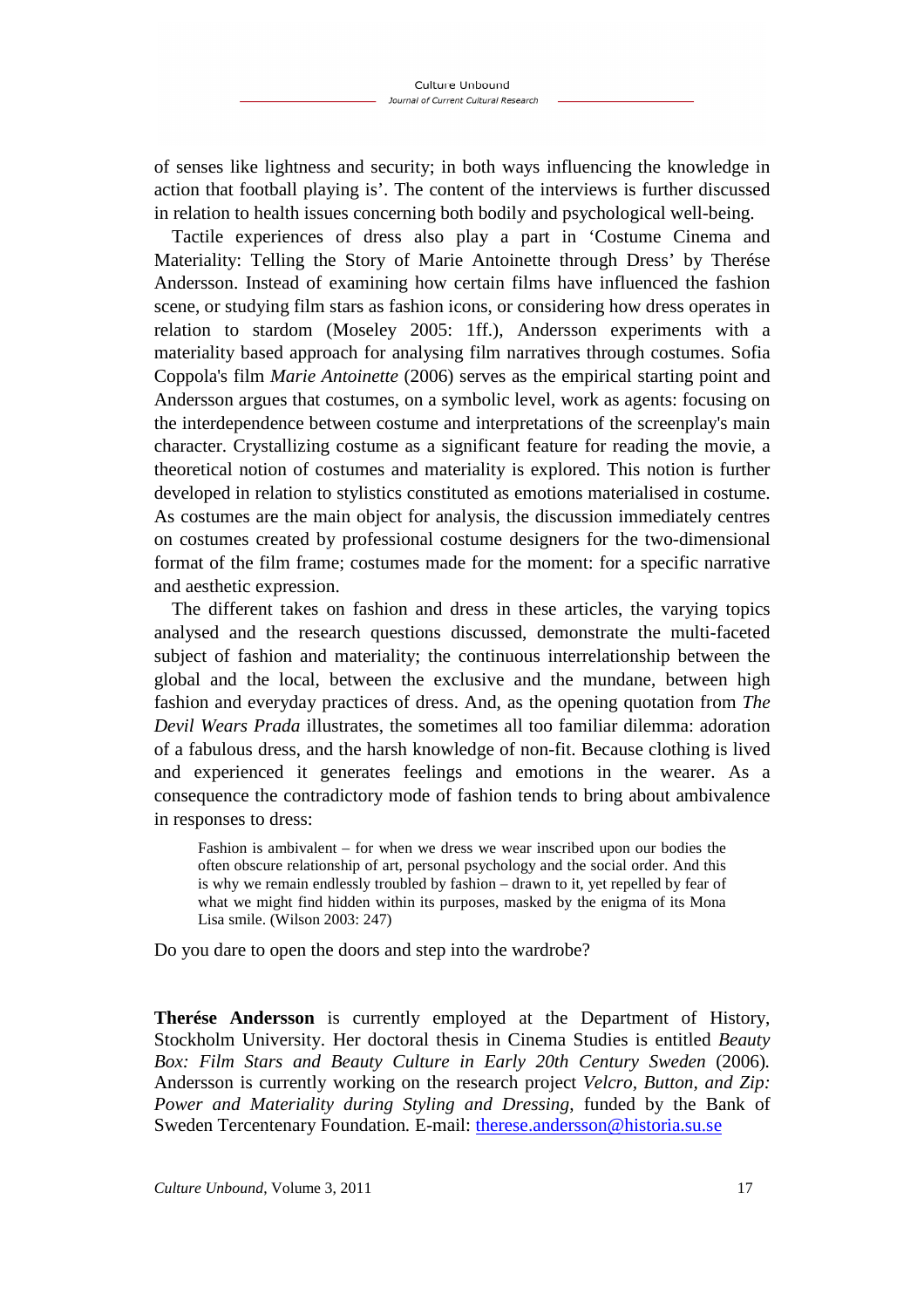of senses like lightness and security; in both ways influencing the knowledge in action that football playing is'. The content of the interviews is further discussed in relation to health issues concerning both bodily and psychological well-being.

Tactile experiences of dress also play a part in 'Costume Cinema and Materiality: Telling the Story of Marie Antoinette through Dress' by Therése Andersson. Instead of examining how certain films have influenced the fashion scene, or studying film stars as fashion icons, or considering how dress operates in relation to stardom (Moseley 2005: 1ff.), Andersson experiments with a materiality based approach for analysing film narratives through costumes. Sofia Coppola's film *Marie Antoinette* (2006) serves as the empirical starting point and Andersson argues that costumes, on a symbolic level, work as agents: focusing on the interdependence between costume and interpretations of the screenplay's main character. Crystallizing costume as a significant feature for reading the movie, a theoretical notion of costumes and materiality is explored. This notion is further developed in relation to stylistics constituted as emotions materialised in costume. As costumes are the main object for analysis, the discussion immediately centres on costumes created by professional costume designers for the two-dimensional format of the film frame; costumes made for the moment: for a specific narrative and aesthetic expression.

The different takes on fashion and dress in these articles, the varying topics analysed and the research questions discussed, demonstrate the multi-faceted subject of fashion and materiality; the continuous interrelationship between the global and the local, between the exclusive and the mundane, between high fashion and everyday practices of dress. And, as the opening quotation from *The Devil Wears Prada* illustrates, the sometimes all too familiar dilemma: adoration of a fabulous dress, and the harsh knowledge of non-fit. Because clothing is lived and experienced it generates feelings and emotions in the wearer. As a consequence the contradictory mode of fashion tends to bring about ambivalence in responses to dress:

> Fashion is ambivalent – for when we dress we wear inscribed upon our bodies the often obscure relationship of art, personal psychology and the social order. And this is why we remain endlessly troubled by fashion – drawn to it, yet repelled by fear of what we might find hidden within its purposes, masked by the enigma of its Mona Lisa smile. (Wilson 2003: 247)

Do you dare to open the doors and step into the wardrobe?

**Therése Andersson** is currently employed at the Department of History, Stockholm University. Her doctoral thesis in Cinema Studies is entitled *Beauty Box: Film Stars and Beauty Culture in Early 20th Century Sweden* (2006). Andersson is currently working on the research project *Velcro, Button, and Zip: Power and Materiality during Styling and Dressing*, funded by the Bank of Sweden Tercentenary Foundation. E-mail: therese.andersson@historia.su.se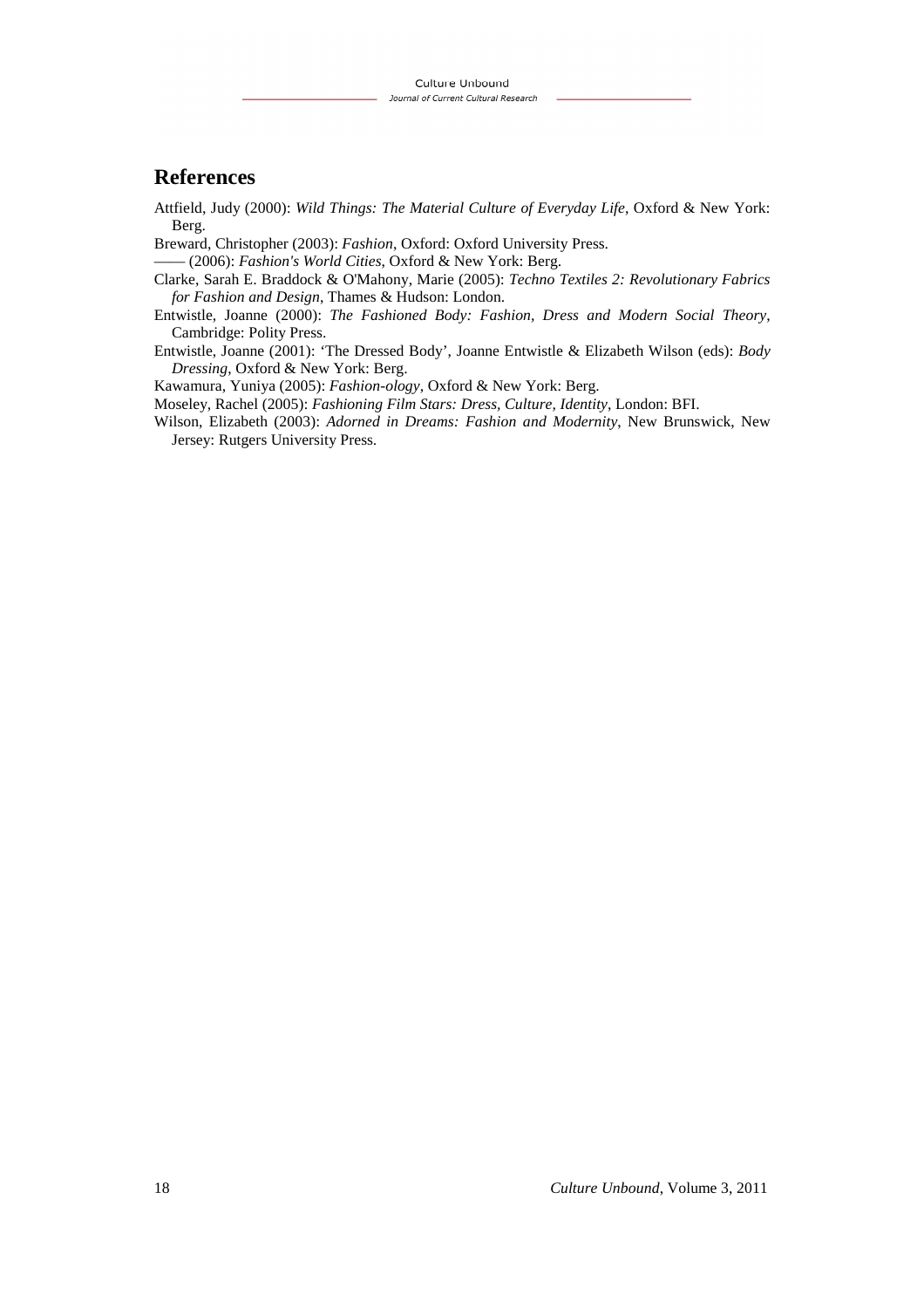## References

Attfield, Judy (2000): *Wild Things: The Material Culture of Everyday Life*, Oxford & New York: Berg.

Breward, Christopher (2003): *Fashion*, Oxford: Oxford University Press.

—— (2006): *Fashion's World Cities*, Oxford & New York: Berg.

Clarke, Sarah E. Braddock & O'Mahony, Marie (2005): *Techno Textiles 2: Revolutionary Fabrics for Fashion and Design*, Thames & Hudson: London.

Entwistle, Joanne (2000): *The Fashioned Body: Fashion, Dress and Modern Social Theory*, Cambridge: Polity Press.

Entwistle, Joanne (2001): 'The Dressed Body', Joanne Entwistle & Elizabeth Wilson (eds): *Body Dressing*, Oxford & New York: Berg.

Kawamura, Yuniya (2005): *Fashion-ology*, Oxford & New York: Berg.

Moseley, Rachel (2005): *Fashioning Film Stars: Dress, Culture, Identity*, London: BFI.

Wilson, Elizabeth (2003): *Adorned in Dreams: Fashion and Modernity*, New Brunswick, New Jersey: Rutgers University Press.